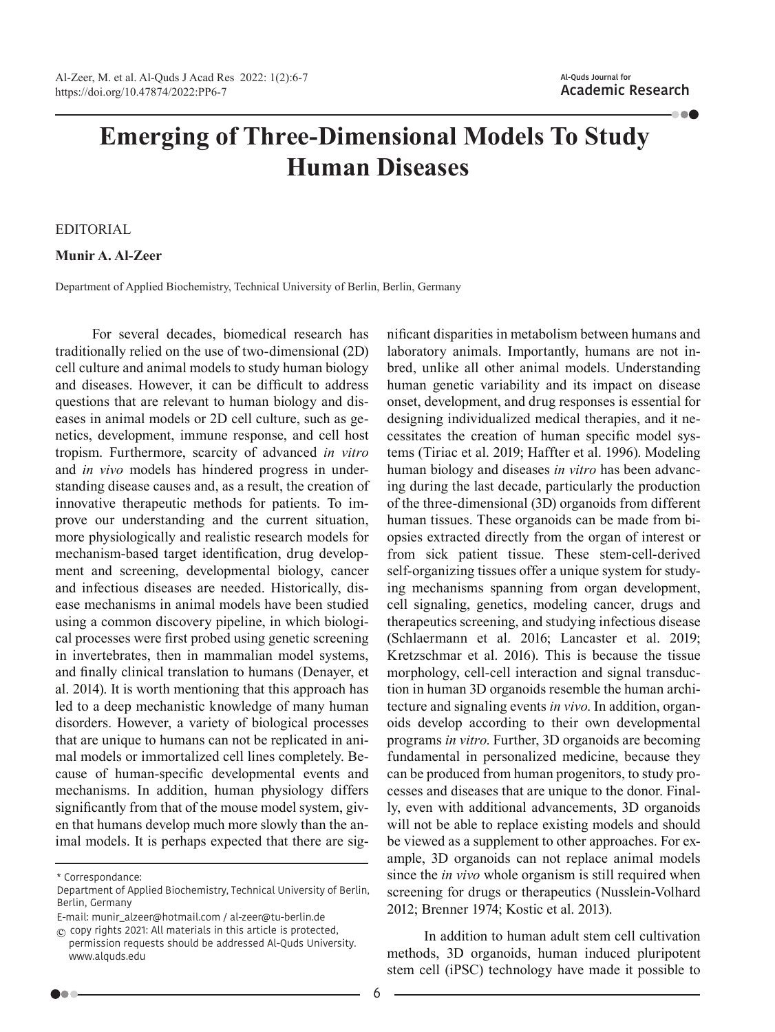# Emerging of Three-Dimensional Models To Study Human Diseases

EDITORIAL

**Munir A. Al-Zeer**

Department of Applied Biochemistry, Technical University of Berlin, Berlin, Germany

For several decades, biomedical research has traditionally relied on the use of two-dimensional (2D) cell culture and animal models to study human biology and diseases. However, it can be difficult to address questions that are relevant to human biology and diseases in animal models or 2D cell culture, such as genetics, development, immune response, and cell host tropism. Furthermore, scarcity of advanced *in vitro* and *in vivo* models has hindered progress in understanding disease causes and, as a result, the creation of innovative therapeutic methods for patients. To improve our understanding and the current situation, more physiologically and realistic research models for mechanism-based target identification, drug development and screening, developmental biology, cancer and infectious diseases are needed. Historically, disease mechanisms in animal models have been studied using a common discovery pipeline, in which biological processes were first probed using genetic screening in invertebrates, then in mammalian model systems, and finally clinical translation to humans (Denayer, et al. 2014). It is worth mentioning that this approach has led to a deep mechanistic knowledge of many human disorders. However, a variety of biological processes that are unique to humans can not be replicated in animal models or immortalized cell lines completely. Because of human-specific developmental events and mechanisms. In addition, human physiology differs significantly from that of the mouse model system, given that humans develop much more slowly than the animal models. It is perhaps expected that there are significant disparities in metabolism between humans and laboratory animals. Importantly, humans are not inbred, unlike all other animal models. Understanding human genetic variability and its impact on disease onset, development, and drug responses is essential for designing individualized medical therapies, and it necessitates the creation of human specific model systems (Tiriac et al. 2019; Haffter et al. 1996). Modeling human biology and diseases *in vitro* has been advancing during the last decade, particularly the production of the three-dimensional (3D) organoids from different human tissues. These organoids can be made from biopsies extracted directly from the organ of interest or from sick patient tissue. These stem-cell-derived self-organizing tissues offer a unique system for studying mechanisms spanning from organ development, cell signaling, genetics, modeling cancer, drugs and therapeutics screening, and studying infectious disease (Schlaermann et al. 2016; Lancaster et al. 2019; Kretzschmar et al. 2016). This is because the tissue morphology, cell-cell interaction and signal transduction in human 3D organoids resemble the human architecture and signaling events *in vivo*. In addition, organoids develop according to their own developmental programs *in vitro*. Further, 3D organoids are becoming fundamental in personalized medicine, because they can be produced from human progenitors, to study processes and diseases that are unique to the donor. Finally, even with additional advancements, 3D organoids will not be able to replace existing models and should be viewed as a supplement to other approaches. For example, 3D organoids can not replace animal models since the *in vivo* whole organism is still required when screening for drugs or therapeutics (Nusslein-Volhard 2012; Brenner 1974; Kostic et al. 2013).

In addition to human adult stem cell cultivation methods, 3D organoids, human induced pluripotent stem cell (iPSC) technology have made it possible to

\* Correspondance:
Department of Applied Biochemistry, Technical University of Berlin, Berlin, Germany
E-mail: munir_alzeer@hotmail.com / al-zeer@tu-berlin.de
© copy rights 2021: All materials in this article is protected, permission requests should be addressed Al-Quds University. www.alquds.edu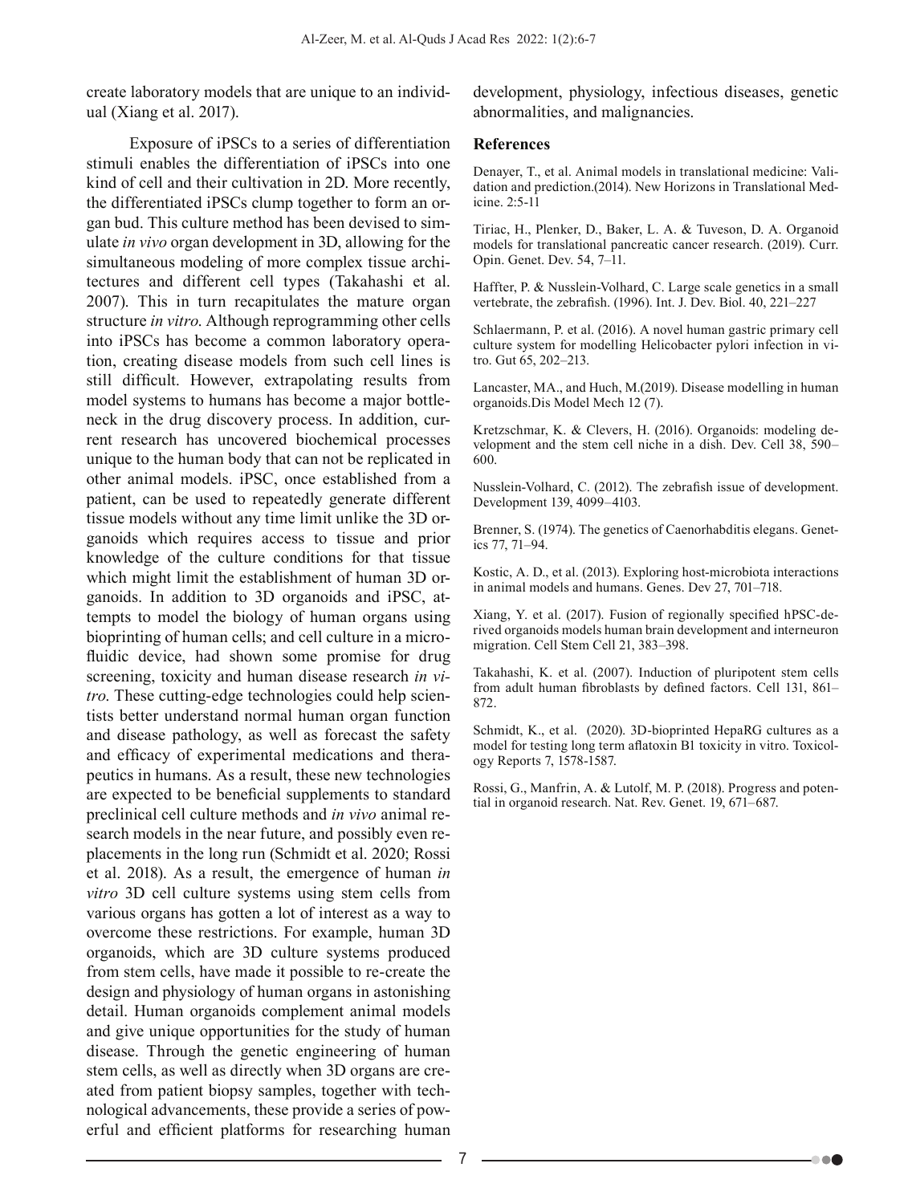create laboratory models that are unique to an individual (Xiang et al. 2017).

Exposure of iPSCs to a series of differentiation stimuli enables the differentiation of iPSCs into one kind of cell and their cultivation in 2D. More recently, the differentiated iPSCs clump together to form an organ bud. This culture method has been devised to simulate *in vivo* organ development in 3D, allowing for the simultaneous modeling of more complex tissue architectures and different cell types (Takahashi et al. 2007). This in turn recapitulates the mature organ structure *in vitro*. Although reprogramming other cells into iPSCs has become a common laboratory operation, creating disease models from such cell lines is still difficult. However, extrapolating results from model systems to humans has become a major bottleneck in the drug discovery process. In addition, current research has uncovered biochemical processes unique to the human body that can not be replicated in other animal models. iPSC, once established from a patient, can be used to repeatedly generate different tissue models without any time limit unlike the 3D organoids which requires access to tissue and prior knowledge of the culture conditions for that tissue which might limit the establishment of human 3D organoids. In addition to 3D organoids and iPSC, attempts to model the biology of human organs using bioprinting of human cells; and cell culture in a microfluidic device, had shown some promise for drug screening, toxicity and human disease research *in vitro*. These cutting-edge technologies could help scientists better understand normal human organ function and disease pathology, as well as forecast the safety and efficacy of experimental medications and therapeutics in humans. As a result, these new technologies are expected to be beneficial supplements to standard preclinical cell culture methods and *in vivo* animal research models in the near future, and possibly even replacements in the long run (Schmidt et al. 2020; Rossi et al. 2018). As a result, the emergence of human *in vitro* 3D cell culture systems using stem cells from various organs has gotten a lot of interest as a way to overcome these restrictions. For example, human 3D organoids, which are 3D culture systems produced from stem cells, have made it possible to re-create the design and physiology of human organs in astonishing detail. Human organoids complement animal models and give unique opportunities for the study of human disease. Through the genetic engineering of human stem cells, as well as directly when 3D organs are created from patient biopsy samples, together with technological advancements, these provide a series of powerful and efficient platforms for researching human development, physiology, infectious diseases, genetic abnormalities, and malignancies.

## References

Denayer, T., et al. Animal models in translational medicine: Validation and prediction.(2014). New Horizons in Translational Medicine. 2:5-11

Tiriac, H., Plenker, D., Baker, L. A. & Tuveson, D. A. Organoid models for translational pancreatic cancer research. (2019). Curr. Opin. Genet. Dev. 54, 7–11.

Haffter, P. & Nusslein-Volhard, C. Large scale genetics in a small vertebrate, the zebrafish. (1996). Int. J. Dev. Biol. 40, 221–227

Schlaermann, P. et al. (2016). A novel human gastric primary cell culture system for modelling Helicobacter pylori infection in vitro. Gut 65, 202–213.

Lancaster, MA., and Huch, M.(2019). Disease modelling in human organoids.Dis Model Mech 12 (7).

Kretzschmar, K. & Clevers, H. (2016). Organoids: modeling development and the stem cell niche in a dish. Dev. Cell 38, 590–600.

Nusslein-Volhard, C. (2012). The zebrafish issue of development. Development 139, 4099–4103.

Brenner, S. (1974). The genetics of Caenorhabditis elegans. Genetics 77, 71–94.

Kostic, A. D., et al. (2013). Exploring host-microbiota interactions in animal models and humans. Genes. Dev 27, 701–718.

Xiang, Y. et al. (2017). Fusion of regionally specified hPSC-derived organoids models human brain development and interneuron migration. Cell Stem Cell 21, 383–398.

Takahashi, K. et al. (2007). Induction of pluripotent stem cells from adult human fibroblasts by defined factors. Cell 131, 861–872.

Schmidt, K., et al. (2020). 3D-bioprinted HepaRG cultures as a model for testing long term aflatoxin B1 toxicity in vitro. Toxicology Reports 7, 1578-1587.

Rossi, G., Manfrin, A. & Lutolf, M. P. (2018). Progress and potential in organoid research. Nat. Rev. Genet. 19, 671–687.